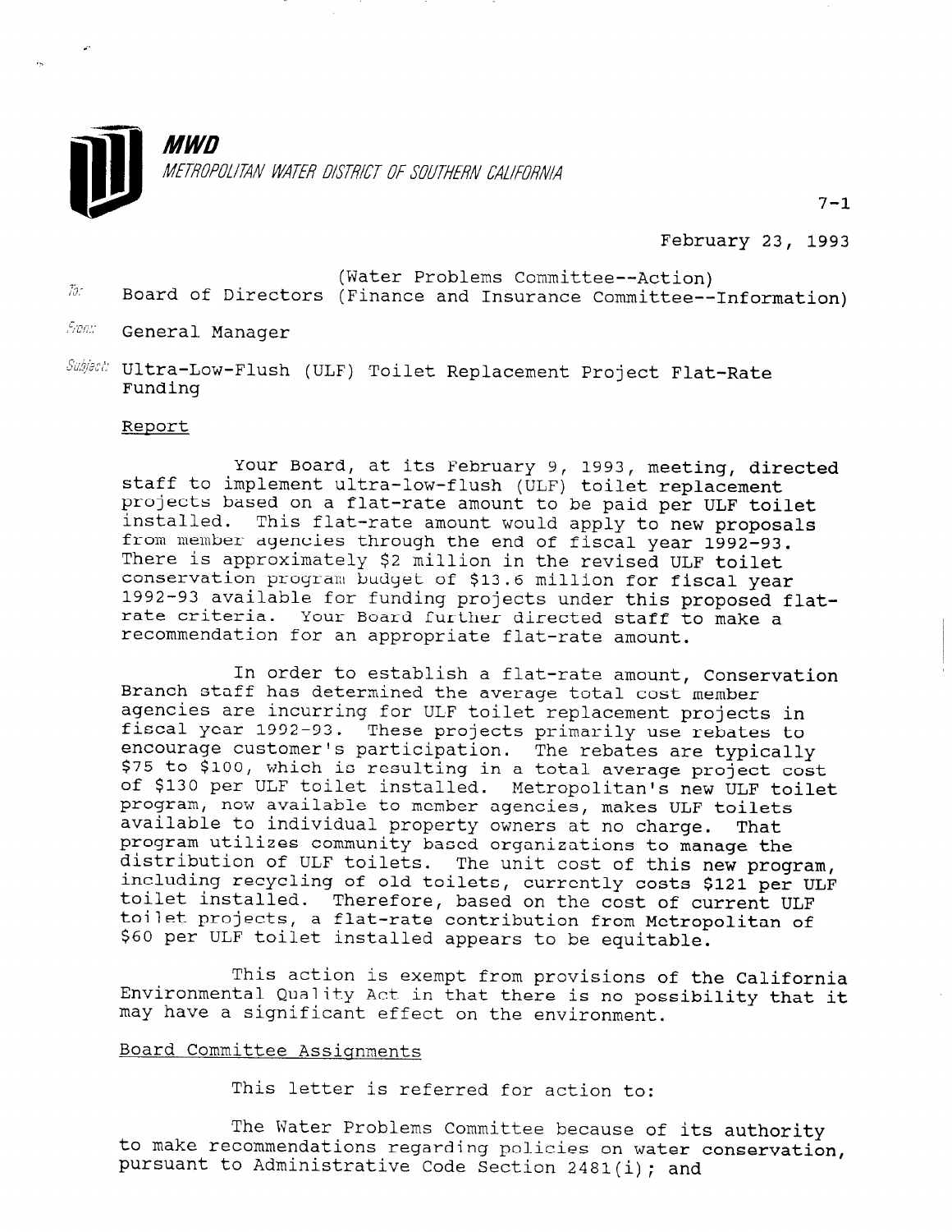**MWD**

*METROPOLITAN WATER DISTRICT OF SOUTHERN CALIFORNIA*

7-1

February 23, 1993

To: Board of Directors (Water Problems Committee--Action) (Finance and Insurance Committee--Information)

From: General Manager

Subject: Ultra-Low-Flush (ULF) Toilet Replacement Project Flat-Rate Funding

Report

Your Board, at its February 9, 1993, meeting, directed staff to implement ultra-low-flush (ULF) toilet replacement projects based on a flat-rate amount to be paid per ULF toilet installed. This flat-rate amount would apply to new proposals from member agencies through the end of fiscal year 1992-93. There is approximately $2 million in the revised ULF toilet conservation program budget of $13.6 million for fiscal year 1992-93 available for funding projects under this proposed flat-rate criteria. Your Board further directed staff to make a recommendation for an appropriate flat-rate amount.

In order to establish a flat-rate amount, Conservation Branch staff has determined the average total cost member agencies are incurring for ULF toilet replacement projects in fiscal year 1992-93. These projects primarily use rebates to encourage customer's participation. The rebates are typically $75 to $100, which is resulting in a total average project cost of $130 per ULF toilet installed. Metropolitan's new ULF toilet program, now available to member agencies, makes ULF toilets available to individual property owners at no charge. That program utilizes community based organizations to manage the distribution of ULF toilets. The unit cost of this new program, including recycling of old toilets, currently costs $121 per ULF toilet installed. Therefore, based on the cost of current ULF toilet projects, a flat-rate contribution from Metropolitan of $60 per ULF toilet installed appears to be equitable.

This action is exempt from provisions of the California Environmental Quality Act in that there is no possibility that it may have a significant effect on the environment.

Board Committee Assignments

This letter is referred for action to:

The Water Problems Committee because of its authority to make recommendations regarding policies on water conservation, pursuant to Administrative Code Section 2481(i); and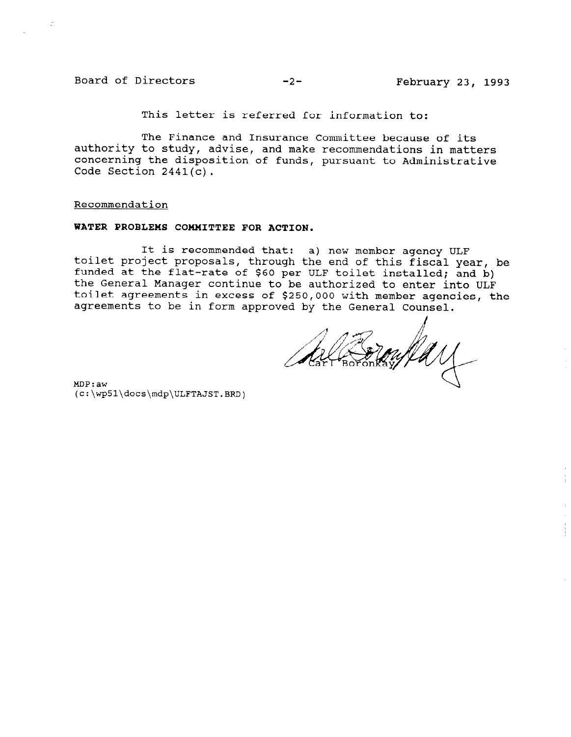This letter is referred for information to:

The Finance and Insurance Committee because of its authority to study, advise, and make recommendations in matters concerning the disposition of funds, pursuant to Administrative Code Section 2441(c).

Recommendation

**WATER PROBLEMS COMMITTEE FOR ACTION.**

It is recommended that: a) new member agency ULF toilet project proposals, through the end of this fiscal year, be funded at the flat-rate of $60 per ULF toilet installed; and b) the General Manager continue to be authorized to enter into ULF toilet agreements in excess of $250,000 with member agencies, the agreements to be in form approved by the General Counsel.

Carl Boronkay

MDP:aw
(c:\wp51\docs\mdp\ULFTAJST.BRD)